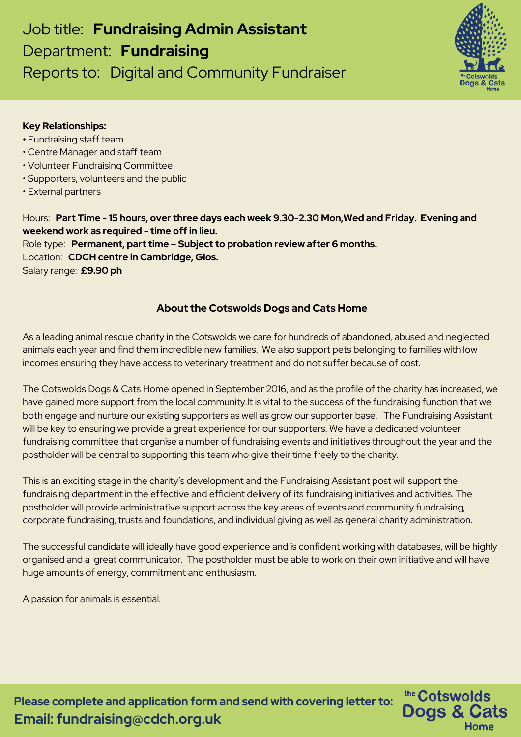Job title: **Fundraising Admin Assistant**
Department: **Fundraising**
Reports to: Digital and Community Fundraiser

**Key Relationships:**

- Fundraising staff team
- Centre Manager and staff team
- Volunteer Fundraising Committee
- Supporters, volunteers and the public
- External partners

Hours: **Part Time - 15 hours, over three days each week 9.30-2.30 Mon,Wed and Friday. Evening and weekend work as required - time off in lieu.**
Role type: **Permanent, part time – Subject to probation review after 6 months.**
Location: **CDCH centre in Cambridge, Glos.**
Salary range: **£9.90 ph**

## About the Cotswolds Dogs and Cats Home

As a leading animal rescue charity in the Cotswolds we care for hundreds of abandoned, abused and neglected animals each year and find them incredible new families. We also support pets belonging to families with low incomes ensuring they have access to veterinary treatment and do not suffer because of cost.

The Cotswolds Dogs & Cats Home opened in September 2016, and as the profile of the charity has increased, we have gained more support from the local community.It is vital to the success of the fundraising function that we both engage and nurture our existing supporters as well as grow our supporter base. The Fundraising Assistant will be key to ensuring we provide a great experience for our supporters. We have a dedicated volunteer fundraising committee that organise a number of fundraising events and initiatives throughout the year and the postholder will be central to supporting this team who give their time freely to the charity.

This is an exciting stage in the charity's development and the Fundraising Assistant post will support the fundraising department in the effective and efficient delivery of its fundraising initiatives and activities. The postholder will provide administrative support across the key areas of events and community fundraising, corporate fundraising, trusts and foundations, and individual giving as well as general charity administration.

The successful candidate will ideally have good experience and is confident working with databases, will be highly organised and a great communicator. The postholder must be able to work on their own initiative and will have huge amounts of energy, commitment and enthusiasm.

A passion for animals is essential.

**Please complete and application form and send with covering letter to:**
**Email: fundraising@cdch.org.uk**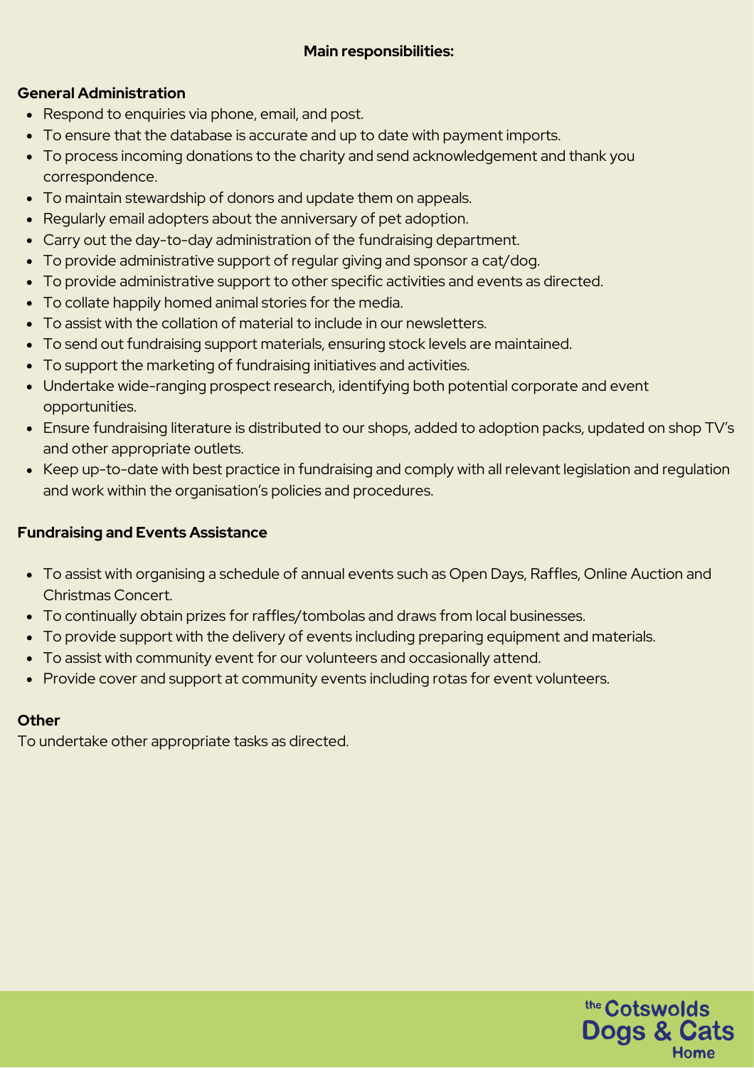**Main responsibilities:**

**General Administration**

- Respond to enquiries via phone, email, and post.
- To ensure that the database is accurate and up to date with payment imports.
- To process incoming donations to the charity and send acknowledgement and thank you correspondence.
- To maintain stewardship of donors and update them on appeals.
- Regularly email adopters about the anniversary of pet adoption.
- Carry out the day-to-day administration of the fundraising department.
- To provide administrative support of regular giving and sponsor a cat/dog.
- To provide administrative support to other specific activities and events as directed.
- To collate happily homed animal stories for the media.
- To assist with the collation of material to include in our newsletters.
- To send out fundraising support materials, ensuring stock levels are maintained.
- To support the marketing of fundraising initiatives and activities.
- Undertake wide-ranging prospect research, identifying both potential corporate and event opportunities.
- Ensure fundraising literature is distributed to our shops, added to adoption packs, updated on shop TV's and other appropriate outlets.
- Keep up-to-date with best practice in fundraising and comply with all relevant legislation and regulation and work within the organisation's policies and procedures.

**Fundraising and Events Assistance**

- To assist with organising a schedule of annual events such as Open Days, Raffles, Online Auction and Christmas Concert.
- To continually obtain prizes for raffles/tombolas and draws from local businesses.
- To provide support with the delivery of events including preparing equipment and materials.
- To assist with community event for our volunteers and occasionally attend.
- Provide cover and support at community events including rotas for event volunteers.

**Other**

To undertake other appropriate tasks as directed.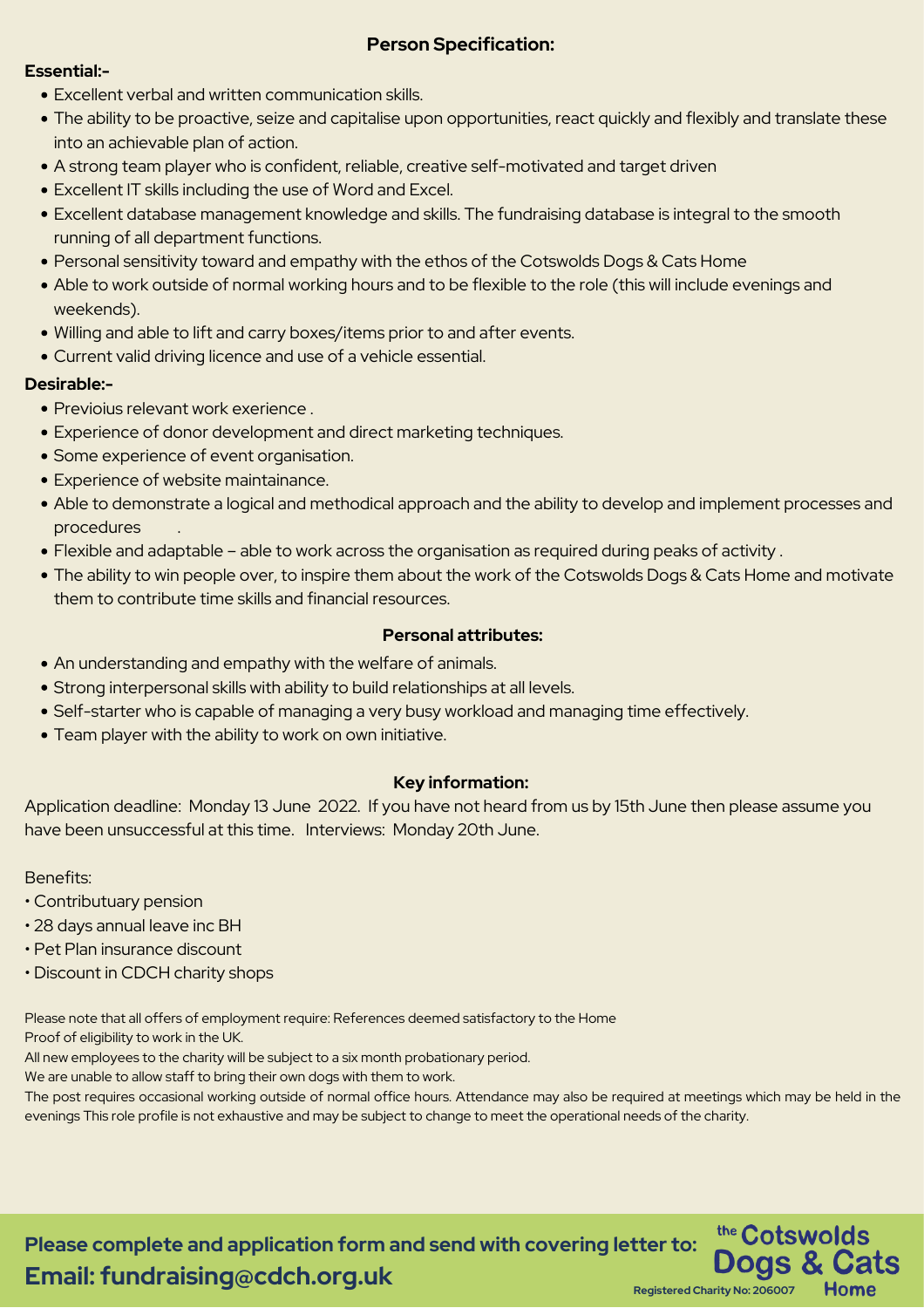## Person Specification:

**Essential:-**

- Excellent verbal and written communication skills.
- The ability to be proactive, seize and capitalise upon opportunities, react quickly and flexibly and translate these into an achievable plan of action.
- A strong team player who is confident, reliable, creative self-motivated and target driven
- Excellent IT skills including the use of Word and Excel.
- Excellent database management knowledge and skills. The fundraising database is integral to the smooth running of all department functions.
- Personal sensitivity toward and empathy with the ethos of the Cotswolds Dogs & Cats Home
- Able to work outside of normal working hours and to be flexible to the role (this will include evenings and weekends).
- Willing and able to lift and carry boxes/items prior to and after events.
- Current valid driving licence and use of a vehicle essential.

**Desirable:-**

- Previoius relevant work exerience .
- Experience of donor development and direct marketing techniques.
- Some experience of event organisation.
- Experience of website maintainance.
- Able to demonstrate a logical and methodical approach and the ability to develop and implement processes and procedures .
- Flexible and adaptable – able to work across the organisation as required during peaks of activity .
- The ability to win people over, to inspire them about the work of the Cotswolds Dogs & Cats Home and motivate them to contribute time skills and financial resources.

## Personal attributes:

- An understanding and empathy with the welfare of animals.
- Strong interpersonal skills with ability to build relationships at all levels.
- Self-starter who is capable of managing a very busy workload and managing time effectively.
- Team player with the ability to work on own initiative.

## Key information:

Application deadline: Monday 13 June 2022. If you have not heard from us by 15th June then please assume you have been unsuccessful at this time. Interviews: Monday 20th June.

Benefits:

- Contributuary pension
- 28 days annual leave inc BH
- Pet Plan insurance discount
- Discount in CDCH charity shops

Please note that all offers of employment require: References deemed satisfactory to the Home
Proof of eligibility to work in the UK.
All new employees to the charity will be subject to a six month probationary period.
We are unable to allow staff to bring their own dogs with them to work.
The post requires occasional working outside of normal office hours. Attendance may also be required at meetings which may be held in the evenings This role profile is not exhaustive and may be subject to change to meet the operational needs of the charity.

**Please complete and application form and send with covering letter to:**
**Email: fundraising@cdch.org.uk**

the Cotswolds Dogs & Cats Home
Registered Charity No: 206007